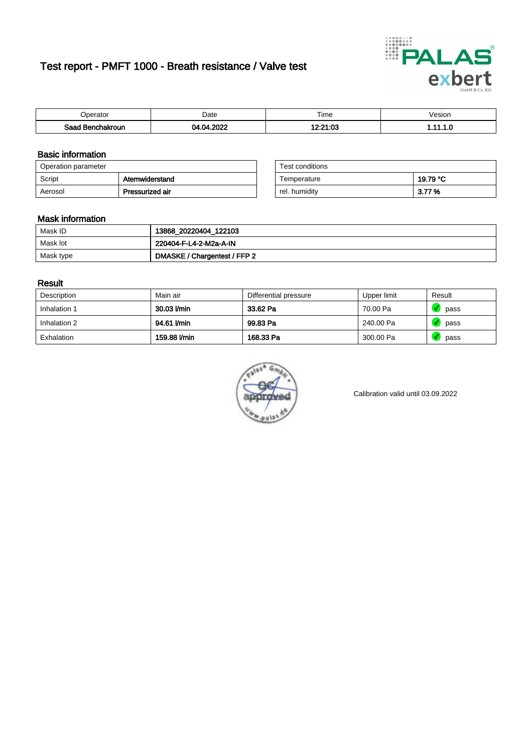# Test report - PMFT 1000 - Breath resistance / Valve test

| Operator | Date | Time | Vesion |
|---|---|---|---|
| Saad Benchakroun | 04.04.2022 | 12:21:03 | 1.11.1.0 |

## Basic information

| Operation parameter | |
|---|---|
| Script | Atemwiderstand |
| Aerosol | Pressurized air |

| Test conditions | |
|---|---|
| Temperature | 19.79 °C |
| rel. humidity | 3.77 % |

## Mask information

| | |
|---|---|
| Mask ID | 13868_20220404_122103 |
| Mask lot | 220404-F-L4-2-M2a-A-IN |
| Mask type | DMASKE / Chargentest / FFP 2 |

## Result

| Description | Main air | Differential pressure | Upper limit | Result |
|---|---|---|---|---|
| Inhalation 1 | 30.03 l/min | 33.62 Pa | 70.00 Pa | pass |
| Inhalation 2 | 94.61 l/min | 99.83 Pa | 240.00 Pa | pass |
| Exhalation | 159.88 l/min | 168.33 Pa | 300.00 Pa | pass |

Calibration valid until 03.09.2022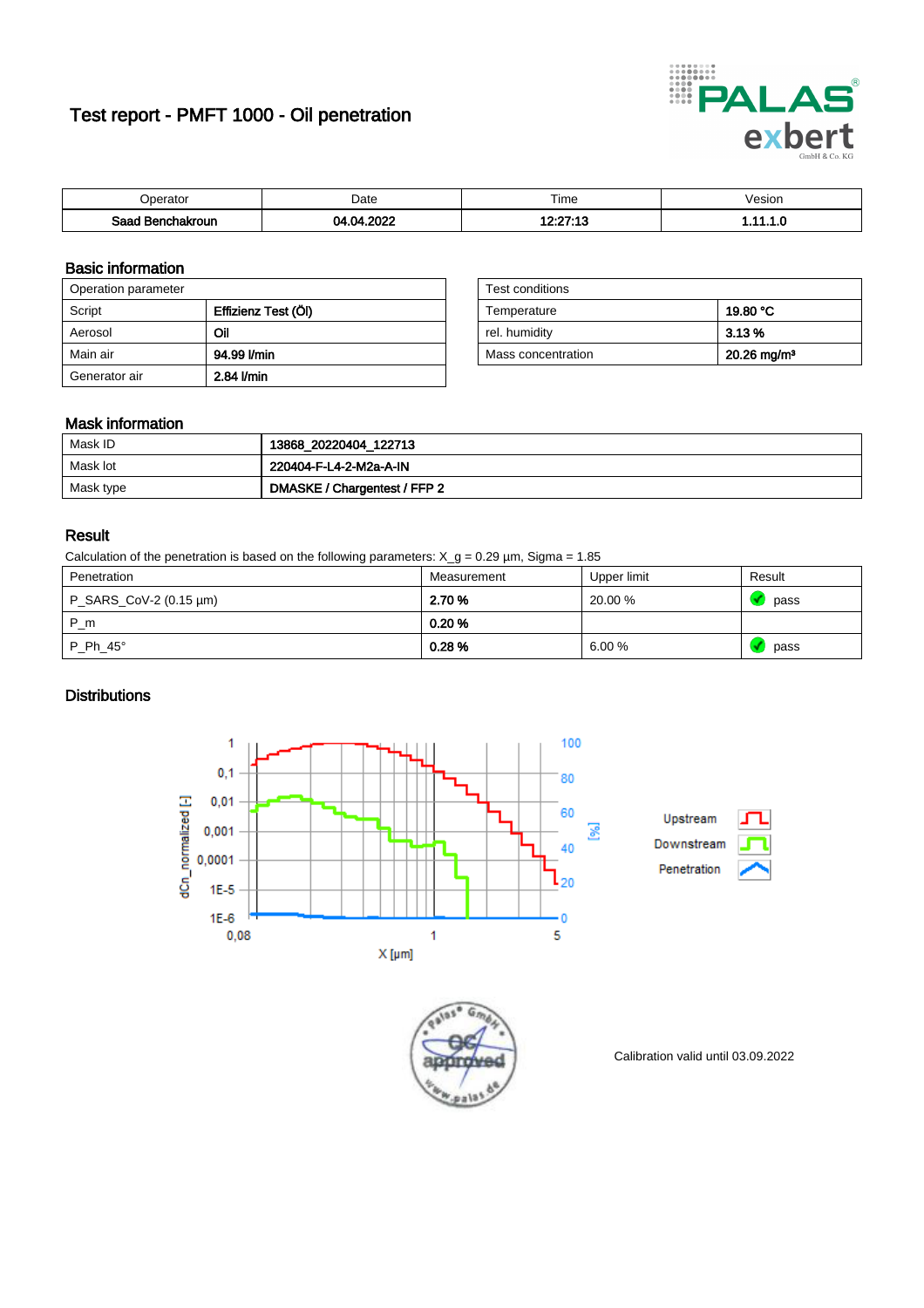# Test report - PMFT 1000 - Oil penetration

PALAS exbert GmbH & Co. KG

| Operator | Date | Time | Vesion |
|---|---|---|---|
| Saad Benchakroun | 04.04.2022 | 12:27:13 | 1.11.1.0 |

## Basic information

| Operation parameter | |
|---|---|
| Script | Effizienz Test (Öl) |
| Aerosol | Oil |
| Main air | 94.99 l/min |
| Generator air | 2.84 l/min |

| Test conditions | |
|---|---|
| Temperature | 19.80 °C |
| rel. humidity | 3.13 % |
| Mass concentration | 20.26 mg/m³ |

## Mask information

| | |
|---|---|
| Mask ID | 13868_20220404_122713 |
| Mask lot | 220404-F-L4-2-M2a-A-IN |
| Mask type | DMASKE / Chargentest / FFP 2 |

## Result

Calculation of the penetration is based on the following parameters: X_g = 0.29 µm, Sigma = 1.85

| Penetration | Measurement | Upper limit | Result |
|---|---|---|---|
| P_SARS_CoV-2 (0.15 µm) | 2.70 % | 20.00 % | pass |
| P_m | 0.20 % | | |
| P_Ph_45° | 0.28 % | 6.00 % | pass |

## Distributions

dCn_normalized [-]
1
0,1
0,01
0,001
0,0001
1E-5
1E-6
0,08
1
5
X [µm]
[%]
100
80
60
40
20
0

Upstream
Downstream
Penetration

Palas® GmbH
QC approved
www.palas.de

Calibration valid until 03.09.2022